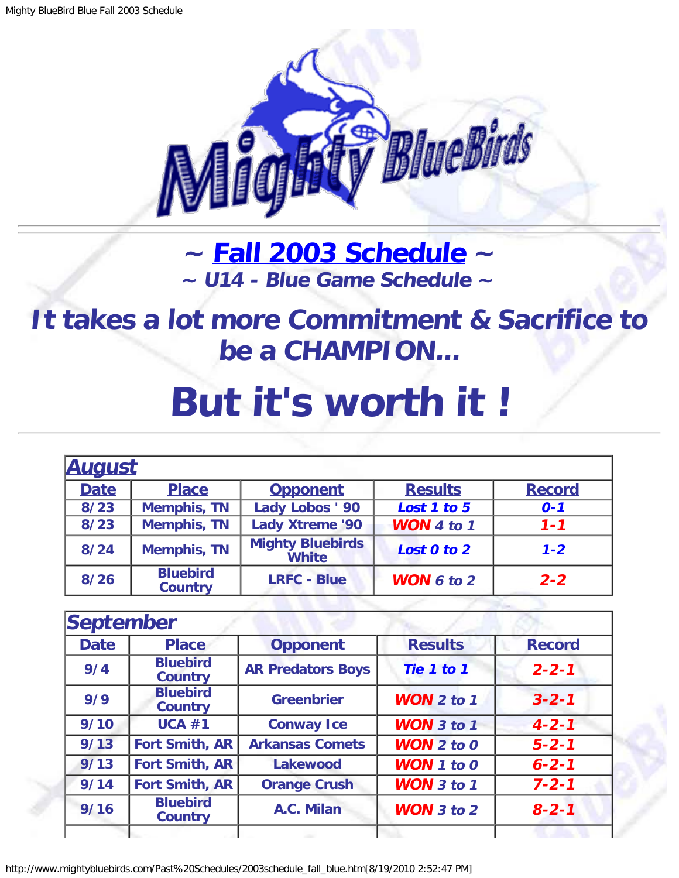# ~ Fall 2003 Schedule ~

### ~ U14 - Blue Game Schedule ~

## It takes a lot more Commitment & Sacrifice to be a CHAMPION...

# But it's worth it !

| August | | | | |
|---|---|---|---|---|
| **Date** | **Place** | **Opponent** | **Results** | **Record** |
| 8/23 | Memphis, TN | Lady Lobos ' 90 | Lost 1 to 5 | 0-1 |
| 8/23 | Memphis, TN | Lady Xtreme '90 | WON 4 to 1 | 1-1 |
| 8/24 | Memphis, TN | Mighty Bluebirds White | Lost 0 to 2 | 1-2 |
| 8/26 | Bluebird Country | LRFC - Blue | WON 6 to 2 | 2-2 |

| September | | | | |
|---|---|---|---|---|
| **Date** | **Place** | **Opponent** | **Results** | **Record** |
| 9/4 | Bluebird Country | AR Predators Boys | Tie 1 to 1 | 2-2-1 |
| 9/9 | Bluebird Country | Greenbrier | WON 2 to 1 | 3-2-1 |
| 9/10 | UCA #1 | Conway Ice | WON 3 to 1 | 4-2-1 |
| 9/13 | Fort Smith, AR | Arkansas Comets | WON 2 to 0 | 5-2-1 |
| 9/13 | Fort Smith, AR | Lakewood | WON 1 to 0 | 6-2-1 |
| 9/14 | Fort Smith, AR | Orange Crush | WON 3 to 1 | 7-2-1 |
| 9/16 | Bluebird Country | A.C. Milan | WON 3 to 2 | 8-2-1 |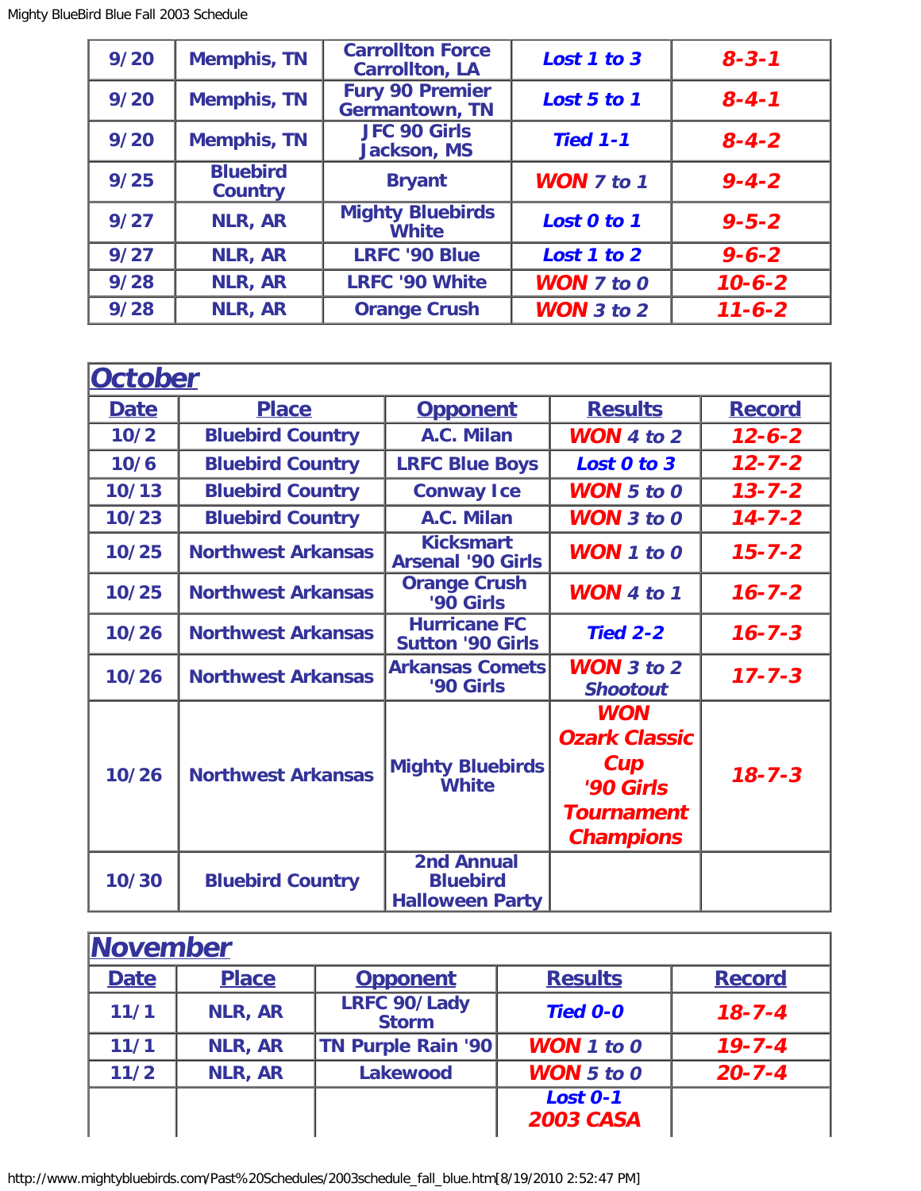| 9/20 | Memphis, TN | Carrollton Force Carrollton, LA | *Lost 1 to 3* | *8-3-1* |
|---|---|---|---|---|
| 9/20 | Memphis, TN | Fury 90 Premier Germantown, TN | *Lost 5 to 1* | *8-4-1* |
| 9/20 | Memphis, TN | JFC 90 Girls Jackson, MS | *Tied 1-1* | *8-4-2* |
| 9/25 | Bluebird Country | Bryant | *WON 7 to 1* | *9-4-2* |
| 9/27 | NLR, AR | Mighty Bluebirds White | *Lost 0 to 1* | *9-5-2* |
| 9/27 | NLR, AR | LRFC '90 Blue | *Lost 1 to 2* | *9-6-2* |
| 9/28 | NLR, AR | LRFC '90 White | *WON 7 to 0* | *10-6-2* |
| 9/28 | NLR, AR | Orange Crush | *WON 3 to 2* | *11-6-2* |

## October

| Date | Place | Opponent | Results | Record |
|---|---|---|---|---|
| 10/2 | Bluebird Country | A.C. Milan | *WON 4 to 2* | *12-6-2* |
| 10/6 | Bluebird Country | LRFC Blue Boys | *Lost 0 to 3* | *12-7-2* |
| 10/13 | Bluebird Country | Conway Ice | *WON 5 to 0* | *13-7-2* |
| 10/23 | Bluebird Country | A.C. Milan | *WON 3 to 0* | *14-7-2* |
| 10/25 | Northwest Arkansas | Kicksmart Arsenal '90 Girls | *WON 1 to 0* | *15-7-2* |
| 10/25 | Northwest Arkansas | Orange Crush '90 Girls | *WON 4 to 1* | *16-7-2* |
| 10/26 | Northwest Arkansas | Hurricane FC Sutton '90 Girls | *Tied 2-2* | *16-7-3* |
| 10/26 | Northwest Arkansas | Arkansas Comets '90 Girls | *WON 3 to 2 Shootout* | *17-7-3* |
| 10/26 | Northwest Arkansas | Mighty Bluebirds White | *WON Ozark Classic Cup '90 Girls Tournament Champions* | *18-7-3* |
| 10/30 | Bluebird Country | 2nd Annual Bluebird Halloween Party | | |

## November

| Date | Place | Opponent | Results | Record |
|---|---|---|---|---|
| 11/1 | NLR, AR | LRFC 90/Lady Storm | *Tied 0-0* | *18-7-4* |
| 11/1 | NLR, AR | TN Purple Rain '90 | *WON 1 to 0* | *19-7-4* |
| 11/2 | NLR, AR | Lakewood | *WON 5 to 0* | *20-7-4* |
| | | | *Lost 0-1 2003 CASA* | |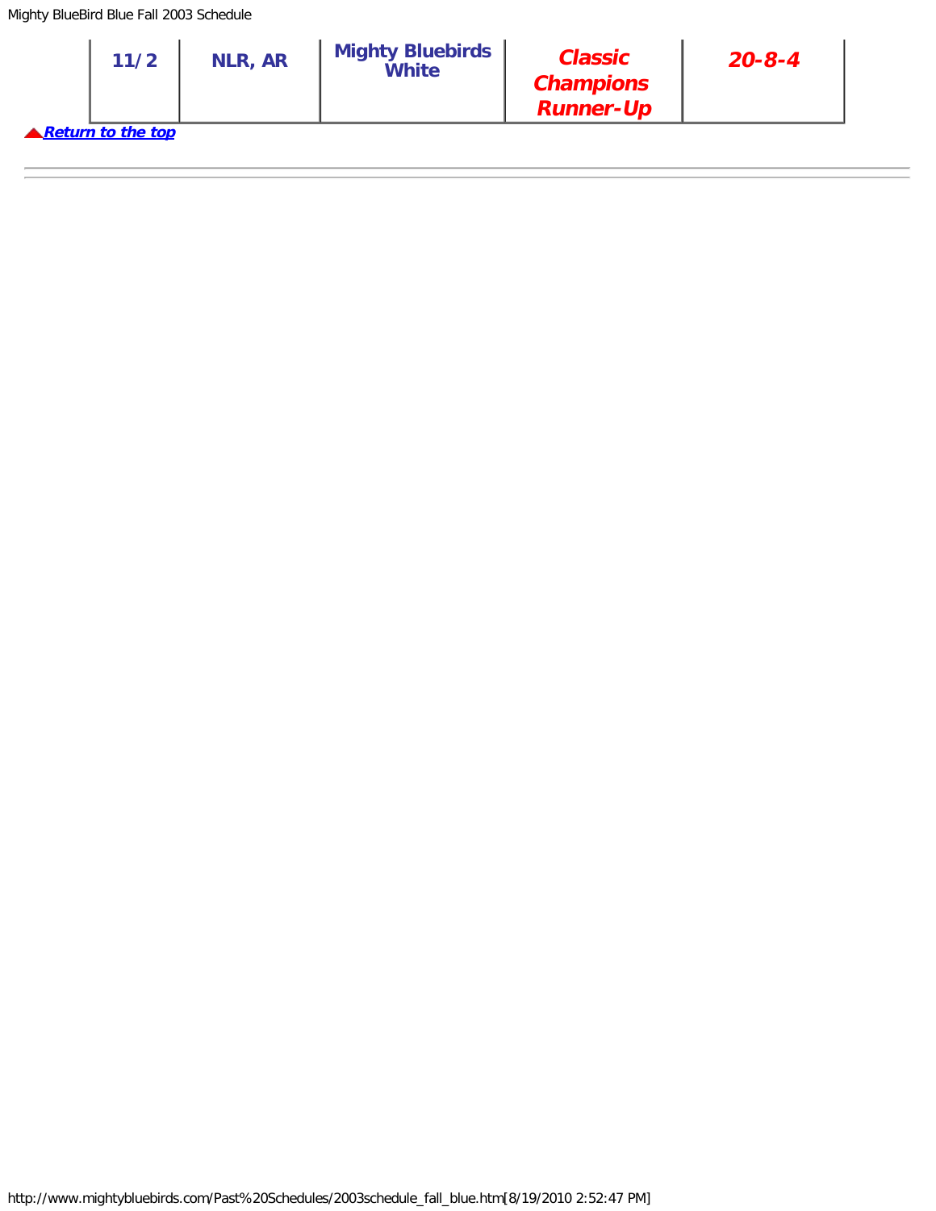| | | | | |
|---|---|---|---|---|
| **11/2** | **NLR, AR** | **Mighty Bluebirds White** | ***Classic Champions Runner-Up*** | ***20-8-4*** |

***Return to the top***

---